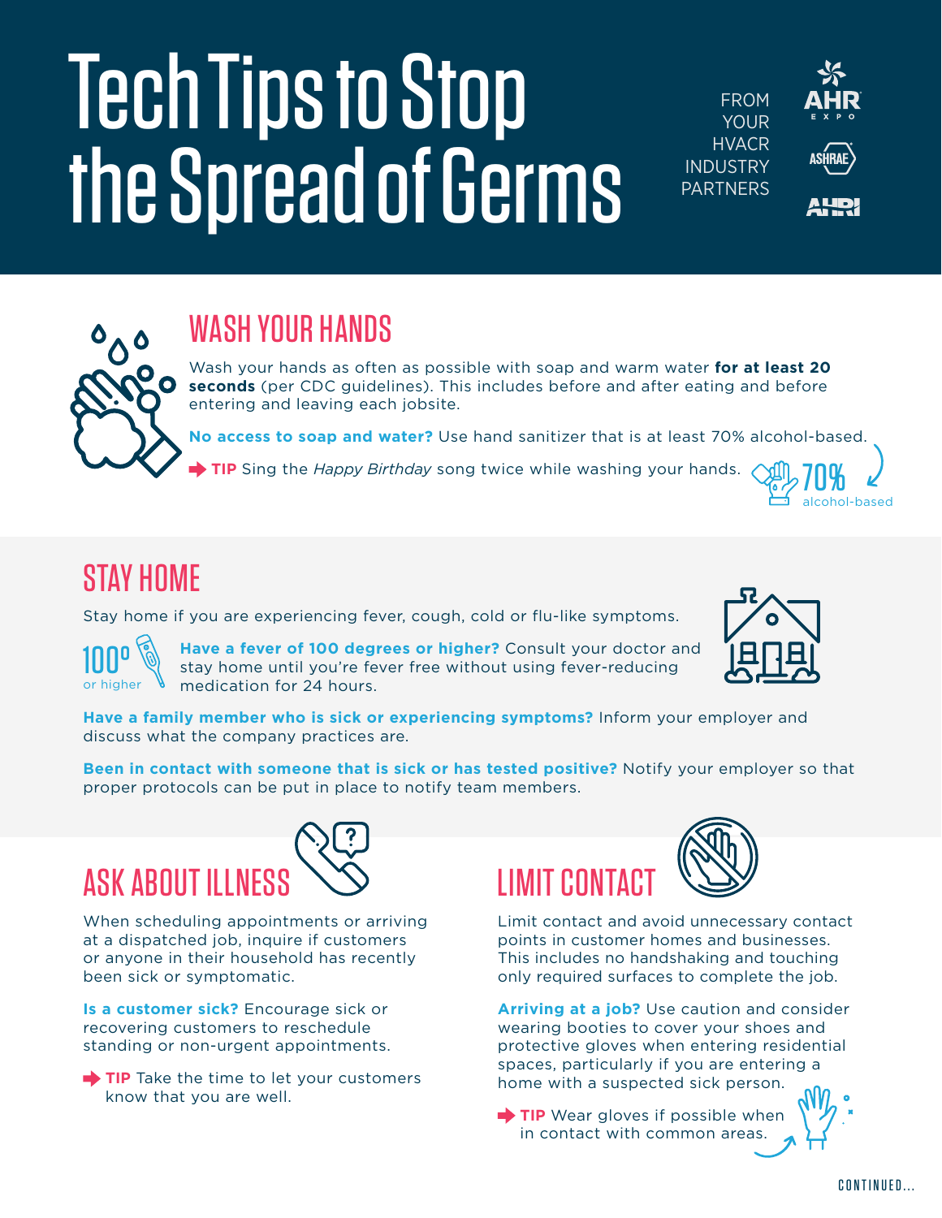# Tech Tips to Stop the Spread of Germs

FROM YOUR HVACR INDUSTRY PARTNERS

AHR EXPO

ASHRAE

AHRI

## WASH YOUR HANDS

Wash your hands as often as possible with soap and warm water **for at least 20 seconds** (per CDC guidelines). This includes before and after eating and before entering and leaving each jobsite.

**No access to soap and water?** Use hand sanitizer that is at least 70% alcohol-based.

➡ **TIP** Sing the *Happy Birthday* song twice while washing your hands.

70% alcohol-based

## STAY HOME

Stay home if you are experiencing fever, cough, cold or flu-like symptoms.

100° or higher

**Have a fever of 100 degrees or higher?** Consult your doctor and stay home until you're fever free without using fever-reducing medication for 24 hours.

**Have a family member who is sick or experiencing symptoms?** Inform your employer and discuss what the company practices are.

**Been in contact with someone that is sick or has tested positive?** Notify your employer so that proper protocols can be put in place to notify team members.

## ASK ABOUT ILLNESS

When scheduling appointments or arriving at a dispatched job, inquire if customers or anyone in their household has recently been sick or symptomatic.

**Is a customer sick?** Encourage sick or recovering customers to reschedule standing or non-urgent appointments.

➡ **TIP** Take the time to let your customers know that you are well.

## LIMIT CONTACT

Limit contact and avoid unnecessary contact points in customer homes and businesses. This includes no handshaking and touching only required surfaces to complete the job.

**Arriving at a job?** Use caution and consider wearing booties to cover your shoes and protective gloves when entering residential spaces, particularly if you are entering a home with a suspected sick person.

➡ **TIP** Wear gloves if possible when in contact with common areas.

CONTINUED...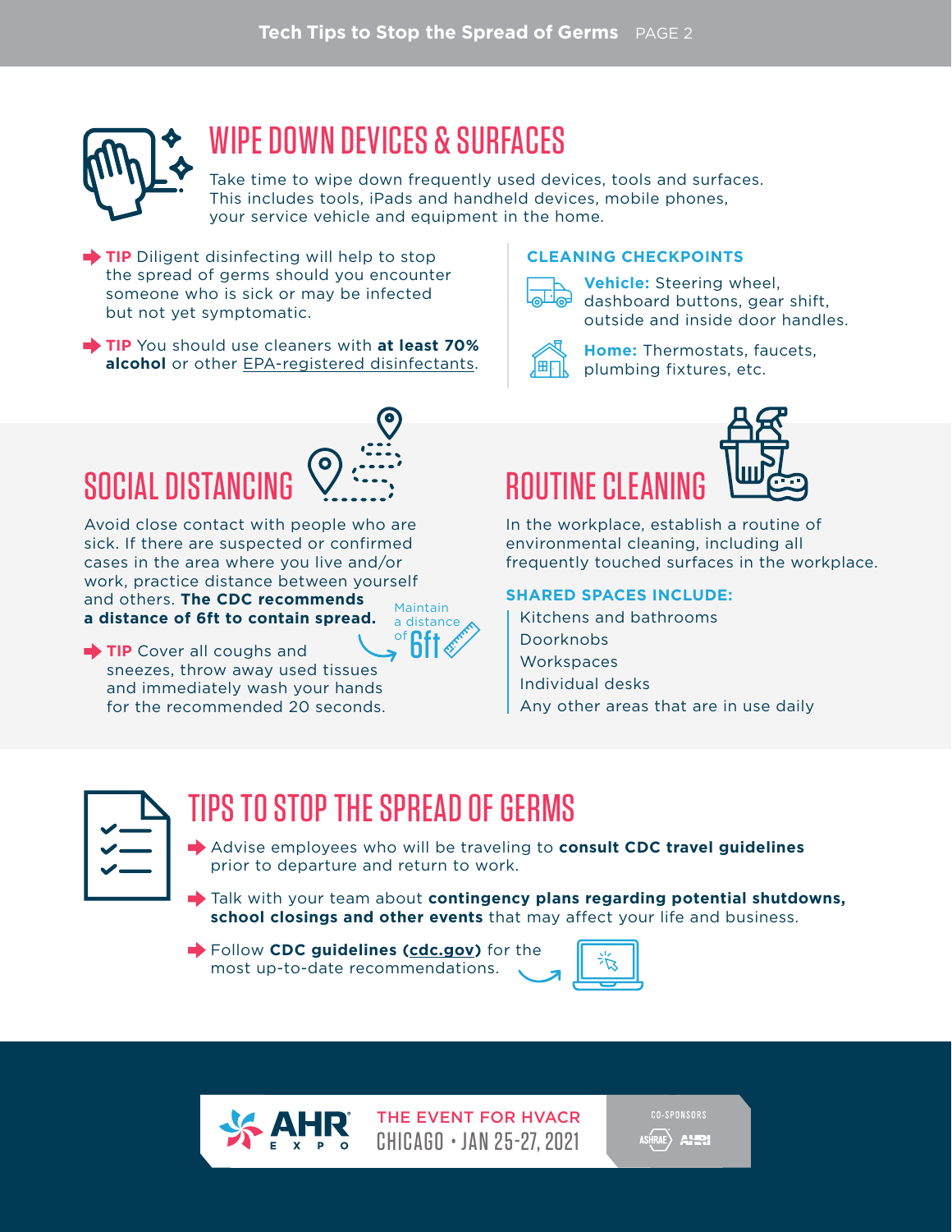## WIPE DOWN DEVICES & SURFACES

Take time to wipe down frequently used devices, tools and surfaces. This includes tools, iPads and handheld devices, mobile phones, your service vehicle and equipment in the home.

- **TIP** Diligent disinfecting will help to stop the spread of germs should you encounter someone who is sick or may be infected but not yet symptomatic.
- **TIP** You should use cleaners with **at least 70% alcohol** or other EPA-registered disinfectants.

### CLEANING CHECKPOINTS

**Vehicle:** Steering wheel, dashboard buttons, gear shift, outside and inside door handles.

**Home:** Thermostats, faucets, plumbing fixtures, etc.

## SOCIAL DISTANCING

Avoid close contact with people who are sick. If there are suspected or confirmed cases in the area where you live and/or work, practice distance between yourself and others. **The CDC recommends a distance of 6ft to contain spread.**

Maintain a distance of 6ft

- **TIP** Cover all coughs and sneezes, throw away used tissues and immediately wash your hands for the recommended 20 seconds.

## ROUTINE CLEANING

In the workplace, establish a routine of environmental cleaning, including all frequently touched surfaces in the workplace.

### SHARED SPACES INCLUDE:

- Kitchens and bathrooms
- Doorknobs
- Workspaces
- Individual desks
- Any other areas that are in use daily

## TIPS TO STOP THE SPREAD OF GERMS

- Advise employees who will be traveling to **consult CDC travel guidelines** prior to departure and return to work.
- Talk with your team about **contingency plans regarding potential shutdowns, school closings and other events** that may affect your life and business.
- Follow **CDC guidelines (cdc.gov)** for the most up-to-date recommendations.

AHR EXPO — THE EVENT FOR HVACR — CHICAGO • JAN 25-27, 2021

CO-SPONSORS ASHRAE AHRI